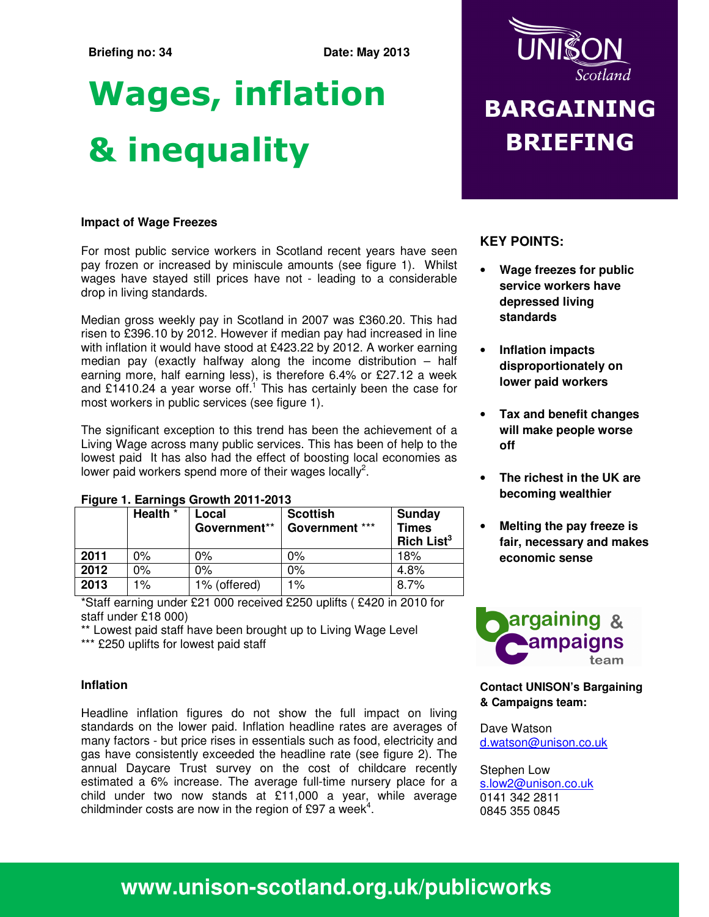**Briefing no: 34** **Date: May 2013**

# Wages, inflation & inequality

UNISON Scotland

## BARGAINING BRIEFING

### Impact of Wage Freezes

For most public service workers in Scotland recent years have seen pay frozen or increased by miniscule amounts (see figure 1). Whilst wages have stayed still prices have not - leading to a considerable drop in living standards.

Median gross weekly pay in Scotland in 2007 was £360.20. This had risen to £396.10 by 2012. However if median pay had increased in line with inflation it would have stood at £423.22 by 2012. A worker earning median pay (exactly halfway along the income distribution – half earning more, half earning less), is therefore 6.4% or £27.12 a week and £1410.24 a year worse off.[1] This has certainly been the case for most workers in public services (see figure 1).

The significant exception to this trend has been the achievement of a Living Wage across many public services. This has been of help to the lowest paid It has also had the effect of boosting local economies as lower paid workers spend more of their wages locally[2].

**Figure 1. Earnings Growth 2011-2013**

| | Health * | Local Government** | Scottish Government *** | Sunday Times Rich List[3] |
|---|---|---|---|---|
| **2011** | 0% | 0% | 0% | 18% |
| **2012** | 0% | 0% | 0% | 4.8% |
| **2013** | 1% | 1% (offered) | 1% | 8.7% |

*Staff earning under £21 000 received £250 uplifts ( £420 in 2010 for staff under £18 000)

** Lowest paid staff have been brought up to Living Wage Level

*** £250 uplifts for lowest paid staff

### Inflation

Headline inflation figures do not show the full impact on living standards on the lower paid. Inflation headline rates are averages of many factors - but price rises in essentials such as food, electricity and gas have consistently exceeded the headline rate (see figure 2). The annual Daycare Trust survey on the cost of childcare recently estimated a 6% increase. The average full-time nursery place for a child under two now stands at £11,000 a year, while average childminder costs are now in the region of £97 a week[4].

### KEY POINTS:

- **Wage freezes for public service workers have depressed living standards**
- **Inflation impacts disproportionately on lower paid workers**
- **Tax and benefit changes will make people worse off**
- **The richest in the UK are becoming wealthier**
- **Melting the pay freeze is fair, necessary and makes economic sense**

bargaining & campaigns team

**Contact UNISON's Bargaining & Campaigns team:**

Dave Watson
d.watson@unison.co.uk

Stephen Low
s.low2@unison.co.uk
0141 342 2811
0845 355 0845

**www.unison-scotland.org.uk/publicworks**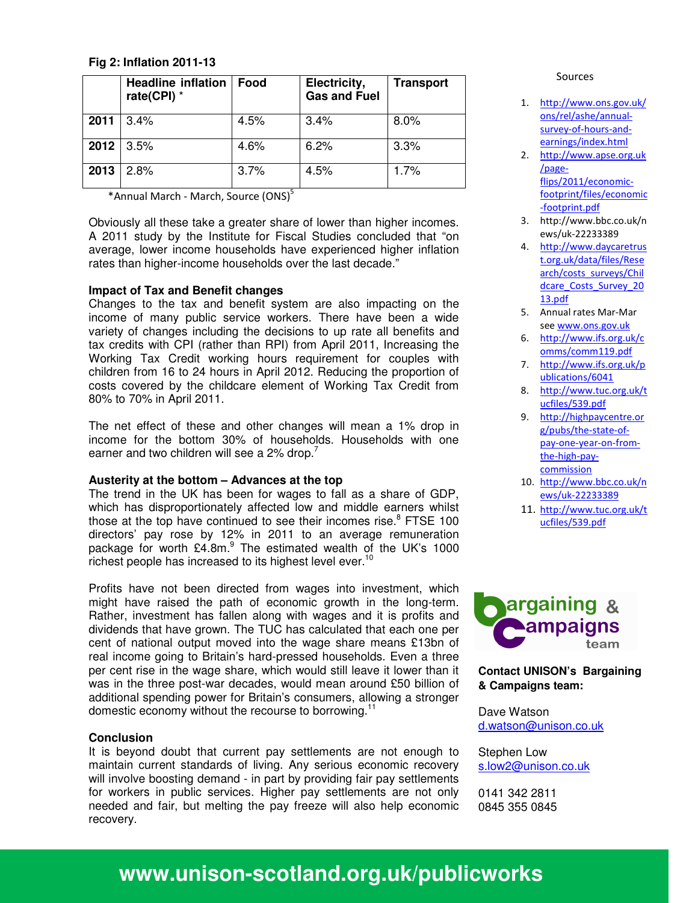**Fig 2: Inflation 2011-13**

| | Headline inflation rate(CPI) * | Food | Electricity, Gas and Fuel | Transport |
|---|---|---|---|---|
| 2011 | 3.4% | 4.5% | 3.4% | 8.0% |
| 2012 | 3.5% | 4.6% | 6.2% | 3.3% |
| 2013 | 2.8% | 3.7% | 4.5% | 1.7% |

*Annual March - March, Source (ONS)[5]

Obviously all these take a greater share of lower than higher incomes. A 2011 study by the Institute for Fiscal Studies concluded that "on average, lower income households have experienced higher inflation rates than higher-income households over the last decade."

**Impact of Tax and Benefit changes**

Changes to the tax and benefit system are also impacting on the income of many public service workers. There have been a wide variety of changes including the decisions to up rate all benefits and tax credits with CPI (rather than RPI) from April 2011, Increasing the Working Tax Credit working hours requirement for couples with children from 16 to 24 hours in April 2012. Reducing the proportion of costs covered by the childcare element of Working Tax Credit from 80% to 70% in April 2011.

The net effect of these and other changes will mean a 1% drop in income for the bottom 30% of households. Households with one earner and two children will see a 2% drop.[7]

**Austerity at the bottom – Advances at the top**

The trend in the UK has been for wages to fall as a share of GDP, which has disproportionately affected low and middle earners whilst those at the top have continued to see their incomes rise.[8] FTSE 100 directors' pay rose by 12% in 2011 to an average remuneration package for worth £4.8m.[9] The estimated wealth of the UK's 1000 richest people has increased to its highest level ever.[10]

Profits have not been directed from wages into investment, which might have raised the path of economic growth in the long-term. Rather, investment has fallen along with wages and it is profits and dividends that have grown. The TUC has calculated that each one per cent of national output moved into the wage share means £13bn of real income going to Britain's hard-pressed households. Even a three per cent rise in the wage share, which would still leave it lower than it was in the three post-war decades, would mean around £50 billion of additional spending power for Britain's consumers, allowing a stronger domestic economy without the recourse to borrowing.[11]

**Conclusion**

It is beyond doubt that current pay settlements are not enough to maintain current standards of living. Any serious economic recovery will involve boosting demand - in part by providing fair pay settlements for workers in public services. Higher pay settlements are not only needed and fair, but melting the pay freeze will also help economic recovery.

Sources

1. http://www.ons.gov.uk/ons/rel/ashe/annual-survey-of-hours-and-earnings/index.html
2. http://www.apse.org.uk/page-flips/2011/economic-footprint/files/economic-footprint.pdf
3. http://www.bbc.co.uk/news/uk-22233389
4. http://www.daycaretrust.org.uk/data/files/Research/costs_surveys/Childcare_Costs_Survey_2013.pdf
5. Annual rates Mar-Mar see www.ons.gov.uk
6. http://www.ifs.org.uk/comms/comm119.pdf
7. http://www.ifs.org.uk/publications/6041
8. http://www.tuc.org.uk/tucfiles/539.pdf
9. http://highpaycentre.org/pubs/the-state-of-pay-one-year-on-from-the-high-pay-commission
10. http://www.bbc.co.uk/news/uk-22233389
11. http://www.tuc.org.uk/tucfiles/539.pdf

bargaining & campaigns team

**Contact UNISON's Bargaining & Campaigns team:**

Dave Watson
d.watson@unison.co.uk

Stephen Low
s.low2@unison.co.uk

0141 342 2811
0845 355 0845

**www.unison-scotland.org.uk/publicworks**